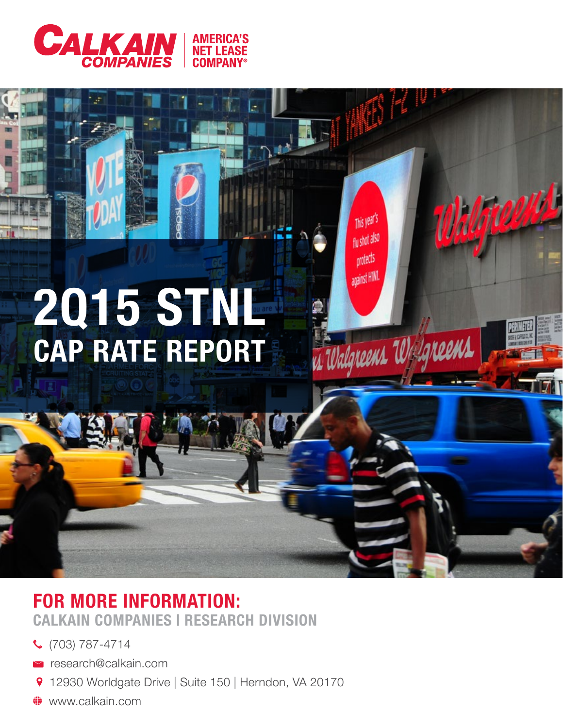CALKAIN COMPANIES | AMERICA'S NET LEASE COMPANY®

# 2Q15 STNL
## CAP RATE REPORT

## FOR MORE INFORMATION:
### CALKAIN COMPANIES | RESEARCH DIVISION

- (703) 787-4714
- research@calkain.com
- 12930 Worldgate Drive | Suite 150 | Herndon, VA 20170
- www.calkain.com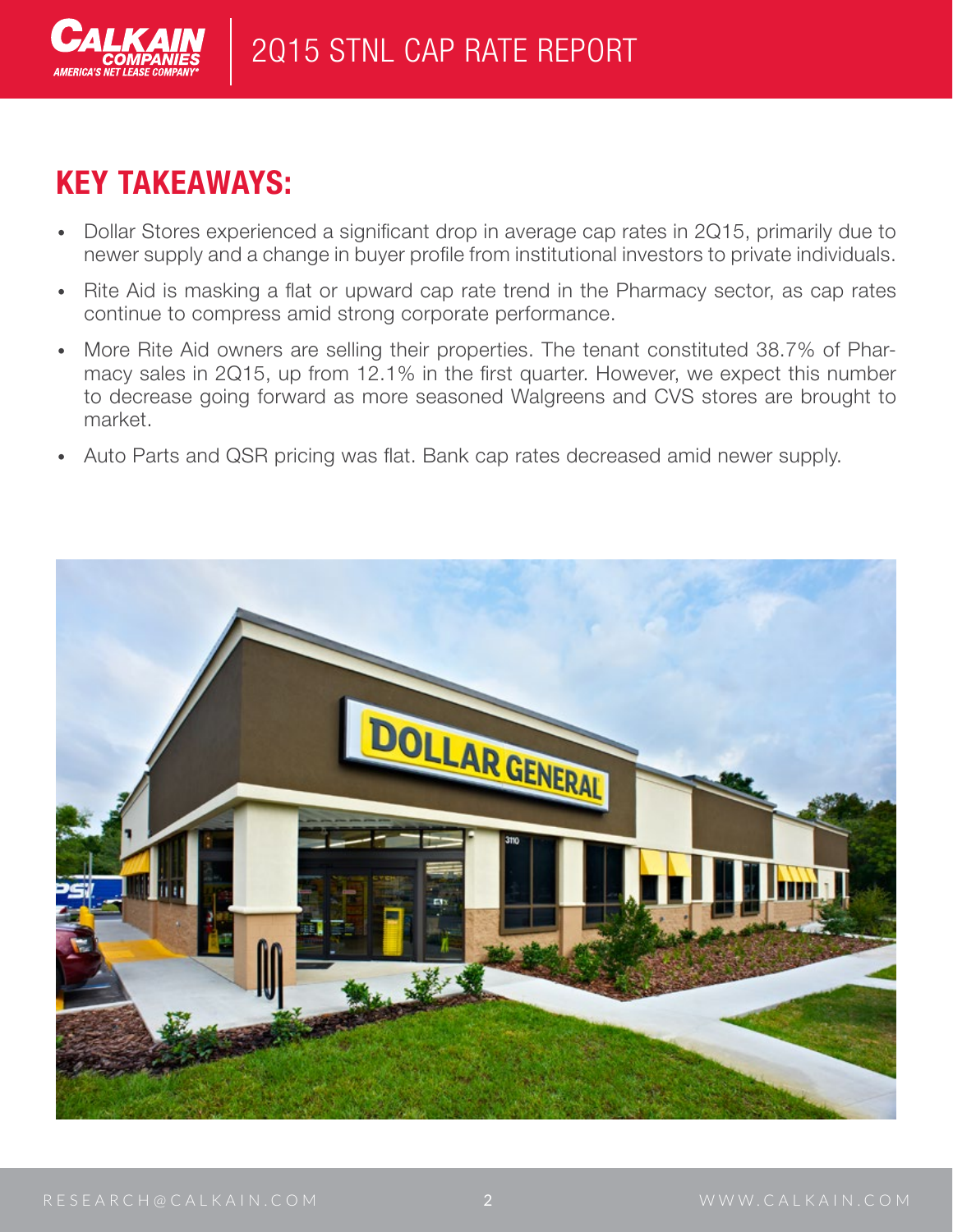## KEY TAKEAWAYS:

- Dollar Stores experienced a significant drop in average cap rates in 2Q15, primarily due to newer supply and a change in buyer profile from institutional investors to private individuals.
- Rite Aid is masking a flat or upward cap rate trend in the Pharmacy sector, as cap rates continue to compress amid strong corporate performance.
- More Rite Aid owners are selling their properties. The tenant constituted 38.7% of Pharmacy sales in 2Q15, up from 12.1% in the first quarter. However, we expect this number to decrease going forward as more seasoned Walgreens and CVS stores are brought to market.
- Auto Parts and QSR pricing was flat. Bank cap rates decreased amid newer supply.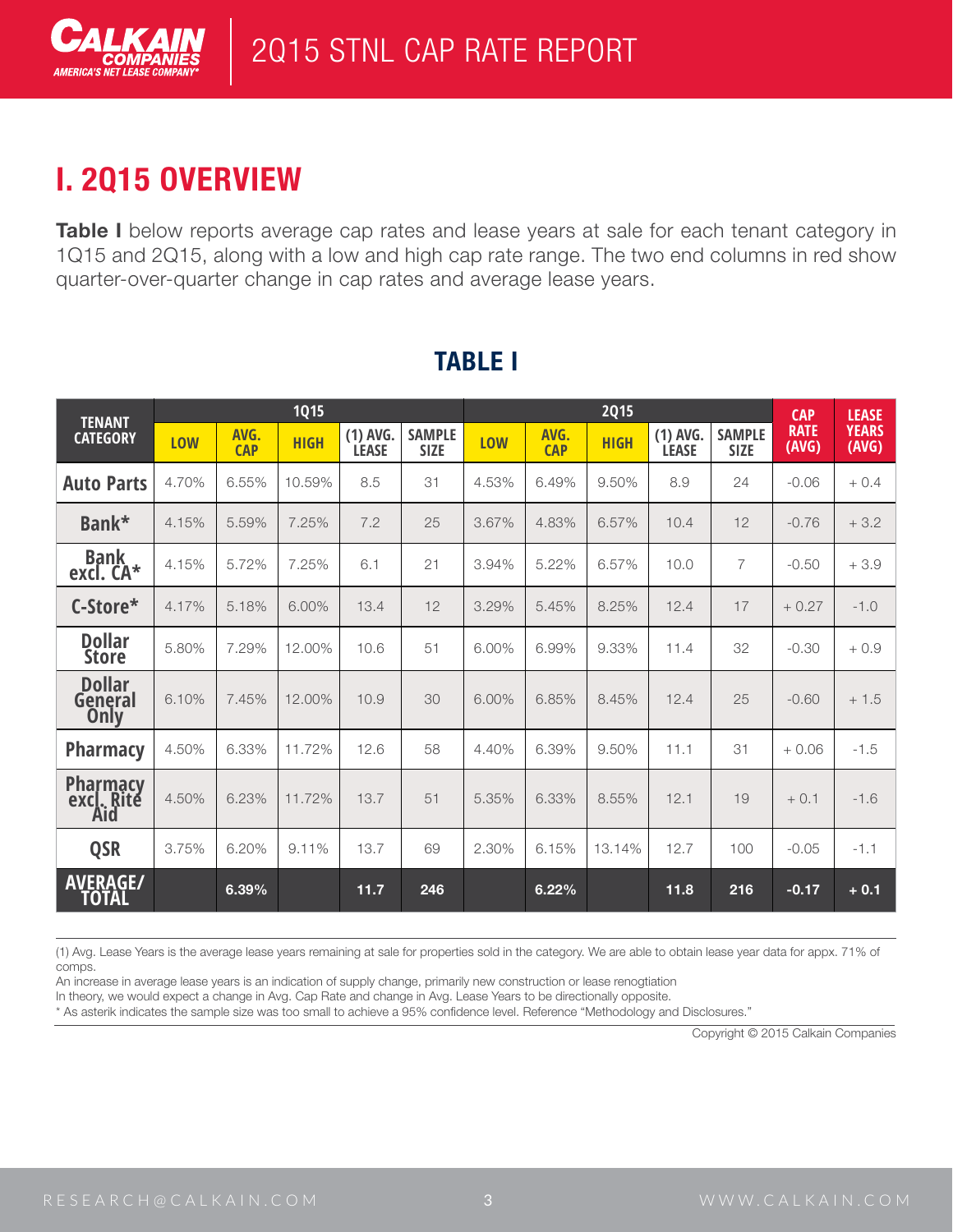# I. 2Q15 OVERVIEW

**Table I** below reports average cap rates and lease years at sale for each tenant category in 1Q15 and 2Q15, along with a low and high cap rate range. The two end columns in red show quarter-over-quarter change in cap rates and average lease years.

## TABLE I

| TENANT CATEGORY | 1Q15 | | | | | 2Q15 | | | | | CAP RATE (AVG) | LEASE YEARS (AVG) |
|---|---|---|---|---|---|---|---|---|---|---|---|---|
| | LOW | AVG. CAP | HIGH | (1) AVG. LEASE | SAMPLE SIZE | LOW | AVG. CAP | HIGH | (1) AVG. LEASE | SAMPLE SIZE | | |
| Auto Parts | 4.70% | 6.55% | 10.59% | 8.5 | 31 | 4.53% | 6.49% | 9.50% | 8.9 | 24 | -0.06 | + 0.4 |
| Bank* | 4.15% | 5.59% | 7.25% | 7.2 | 25 | 3.67% | 4.83% | 6.57% | 10.4 | 12 | -0.76 | + 3.2 |
| Bank excl. CA* | 4.15% | 5.72% | 7.25% | 6.1 | 21 | 3.94% | 5.22% | 6.57% | 10.0 | 7 | -0.50 | + 3.9 |
| C-Store* | 4.17% | 5.18% | 6.00% | 13.4 | 12 | 3.29% | 5.45% | 8.25% | 12.4 | 17 | + 0.27 | -1.0 |
| Dollar Store | 5.80% | 7.29% | 12.00% | 10.6 | 51 | 6.00% | 6.99% | 9.33% | 11.4 | 32 | -0.30 | + 0.9 |
| Dollar General Only | 6.10% | 7.45% | 12.00% | 10.9 | 30 | 6.00% | 6.85% | 8.45% | 12.4 | 25 | -0.60 | + 1.5 |
| Pharmacy | 4.50% | 6.33% | 11.72% | 12.6 | 58 | 4.40% | 6.39% | 9.50% | 11.1 | 31 | + 0.06 | -1.5 |
| Pharmacy excl. Rite Aid | 4.50% | 6.23% | 11.72% | 13.7 | 51 | 5.35% | 6.33% | 8.55% | 12.1 | 19 | + 0.1 | -1.6 |
| QSR | 3.75% | 6.20% | 9.11% | 13.7 | 69 | 2.30% | 6.15% | 13.14% | 12.7 | 100 | -0.05 | -1.1 |
| **AVERAGE/ TOTAL** | | **6.39%** | | **11.7** | **246** | | **6.22%** | | **11.8** | **216** | **-0.17** | **+ 0.1** |

(1) Avg. Lease Years is the average lease years remaining at sale for properties sold in the category. We are able to obtain lease year data for appx. 71% of comps.
An increase in average lease years is an indication of supply change, primarily new construction or lease renogtiation
In theory, we would expect a change in Avg. Cap Rate and change in Avg. Lease Years to be directionally opposite.
* As asterik indicates the sample size was too small to achieve a 95% confidence level. Reference "Methodology and Disclosures."

Copyright © 2015 Calkain Companies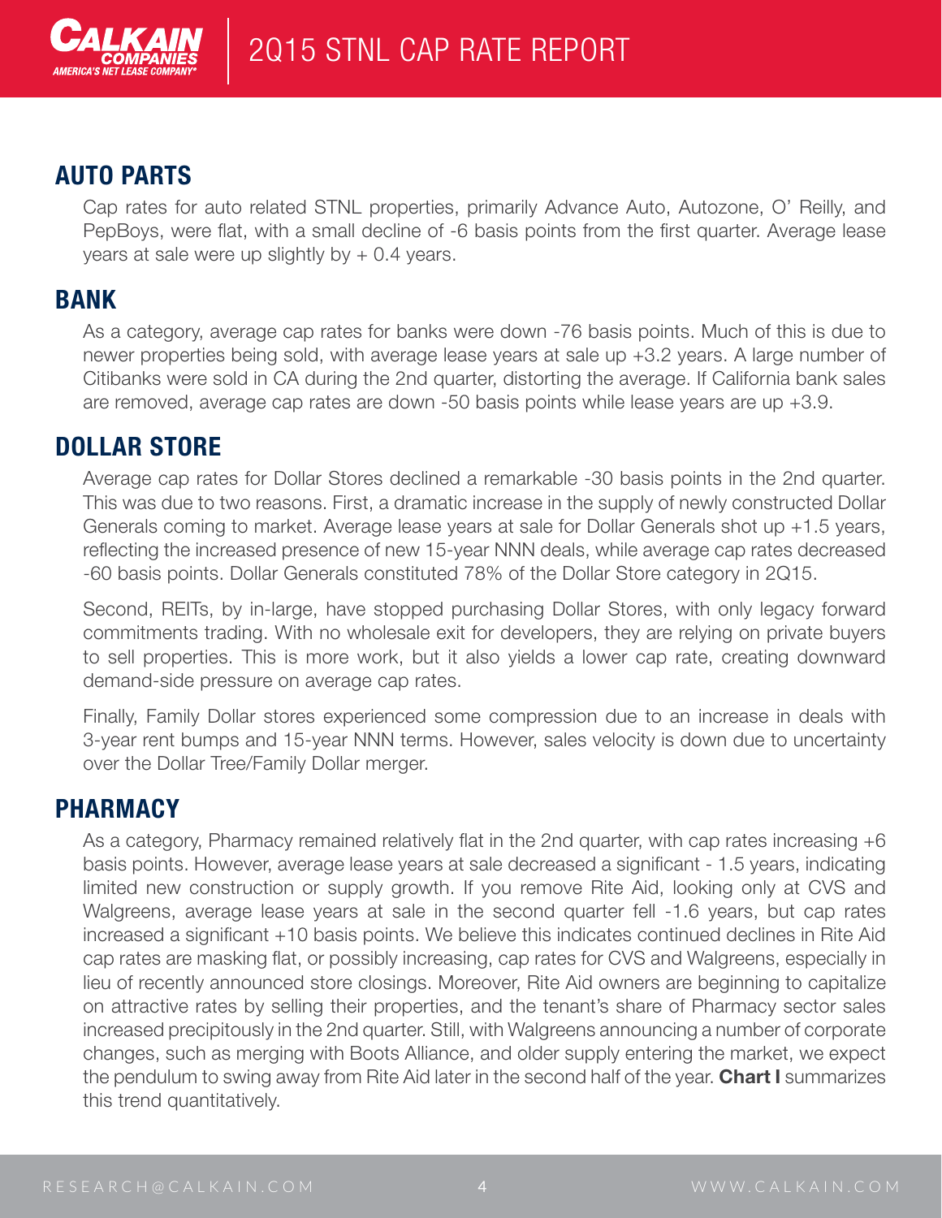## AUTO PARTS

Cap rates for auto related STNL properties, primarily Advance Auto, Autozone, O' Reilly, and PepBoys, were flat, with a small decline of -6 basis points from the first quarter. Average lease years at sale were up slightly by + 0.4 years.

## BANK

As a category, average cap rates for banks were down -76 basis points. Much of this is due to newer properties being sold, with average lease years at sale up +3.2 years. A large number of Citibanks were sold in CA during the 2nd quarter, distorting the average. If California bank sales are removed, average cap rates are down -50 basis points while lease years are up +3.9.

## DOLLAR STORE

Average cap rates for Dollar Stores declined a remarkable -30 basis points in the 2nd quarter. This was due to two reasons. First, a dramatic increase in the supply of newly constructed Dollar Generals coming to market. Average lease years at sale for Dollar Generals shot up +1.5 years, reflecting the increased presence of new 15-year NNN deals, while average cap rates decreased -60 basis points. Dollar Generals constituted 78% of the Dollar Store category in 2Q15.

Second, REITs, by in-large, have stopped purchasing Dollar Stores, with only legacy forward commitments trading. With no wholesale exit for developers, they are relying on private buyers to sell properties. This is more work, but it also yields a lower cap rate, creating downward demand-side pressure on average cap rates.

Finally, Family Dollar stores experienced some compression due to an increase in deals with 3-year rent bumps and 15-year NNN terms. However, sales velocity is down due to uncertainty over the Dollar Tree/Family Dollar merger.

## PHARMACY

As a category, Pharmacy remained relatively flat in the 2nd quarter, with cap rates increasing +6 basis points. However, average lease years at sale decreased a significant - 1.5 years, indicating limited new construction or supply growth. If you remove Rite Aid, looking only at CVS and Walgreens, average lease years at sale in the second quarter fell -1.6 years, but cap rates increased a significant +10 basis points. We believe this indicates continued declines in Rite Aid cap rates are masking flat, or possibly increasing, cap rates for CVS and Walgreens, especially in lieu of recently announced store closings. Moreover, Rite Aid owners are beginning to capitalize on attractive rates by selling their properties, and the tenant's share of Pharmacy sector sales increased precipitously in the 2nd quarter. Still, with Walgreens announcing a number of corporate changes, such as merging with Boots Alliance, and older supply entering the market, we expect the pendulum to swing away from Rite Aid later in the second half of the year. **Chart I** summarizes this trend quantitatively.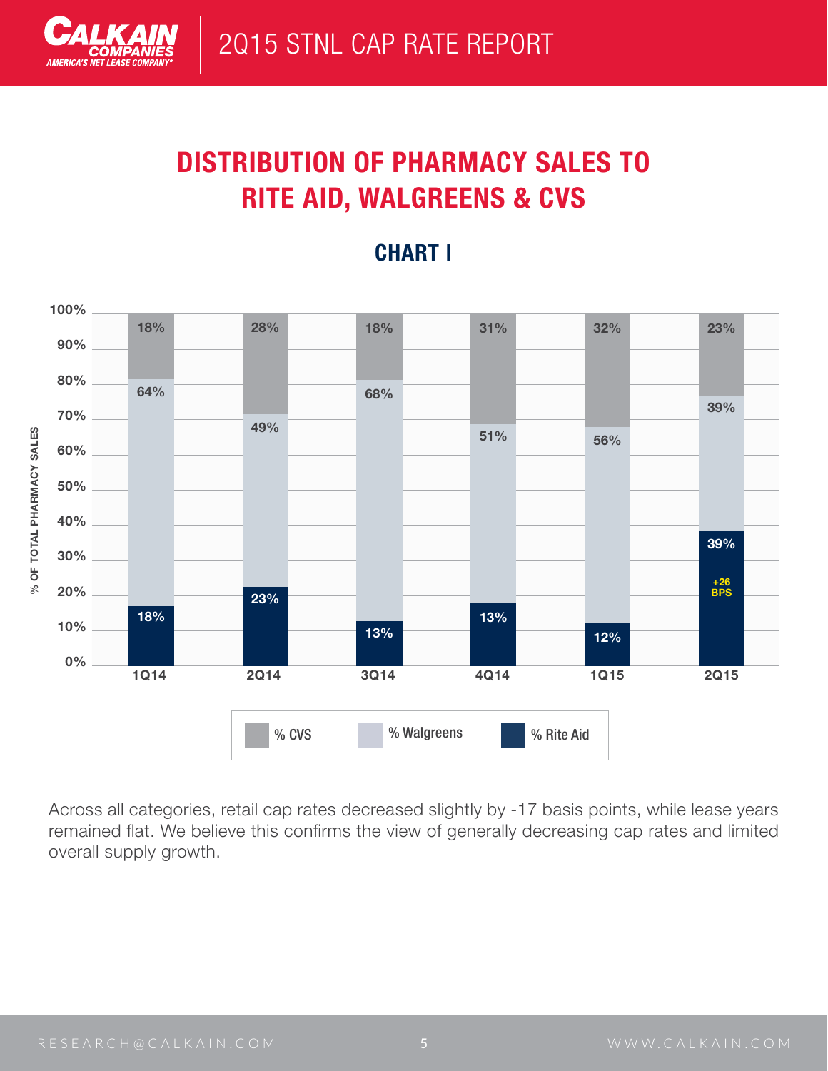# DISTRIBUTION OF PHARMACY SALES TO RITE AID, WALGREENS & CVS

## CHART I

| | 1Q14 | 2Q14 | 3Q14 | 4Q14 | 1Q15 | 2Q15 |
|---|---|---|---|---|---|---|
| % CVS | 18% | 28% | 18% | 31% | 32% | 23% |
| % Walgreens | 64% | 49% | 68% | 51% | 56% | 39% |
| % Rite Aid | 18% | 23% | 13% | 13% | 12% | 39% (+26 BPS) |

Across all categories, retail cap rates decreased slightly by -17 basis points, while lease years remained flat. We believe this confirms the view of generally decreasing cap rates and limited overall supply growth.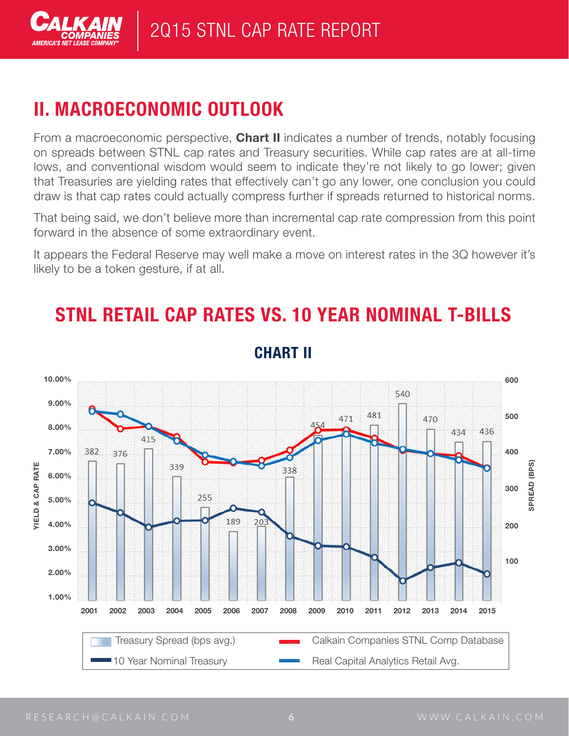## II. MACROECONOMIC OUTLOOK

From a macroeconomic perspective, **Chart II** indicates a number of trends, notably focusing on spreads between STNL cap rates and Treasury securities. While cap rates are at all-time lows, and conventional wisdom would seem to indicate they're not likely to go lower; given that Treasuries are yielding rates that effectively can't go any lower, one conclusion you could draw is that cap rates could actually compress further if spreads returned to historical norms.

That being said, we don't believe more than incremental cap rate compression from this point forward in the absence of some extraordinary event.

It appears the Federal Reserve may well make a move on interest rates in the 3Q however it's likely to be a token gesture, if at all.

## STNL RETAIL CAP RATES VS. 10 YEAR NOMINAL T-BILLS

### CHART II

| Year | Treasury Spread (bps avg.) |
|---|---|
| 2001 | 382 |
| 2002 | 376 |
| 2003 | 415 |
| 2004 | 339 |
| 2005 | 255 |
| 2006 | 189 |
| 2007 | 203 |
| 2008 | 338 |
| 2009 | 454 |
| 2010 | 471 |
| 2011 | 481 |
| 2012 | 540 |
| 2013 | 470 |
| 2014 | 434 |
| 2015 | 436 |

Legend: Treasury Spread (bps avg.); Calkain Companies STNL Comp Database; 10 Year Nominal Treasury; Real Capital Analytics Retail Avg.

Left axis: YIELD & CAP RATE (1.00%–10.00%); Right axis: SPREAD (BPS) (100–600)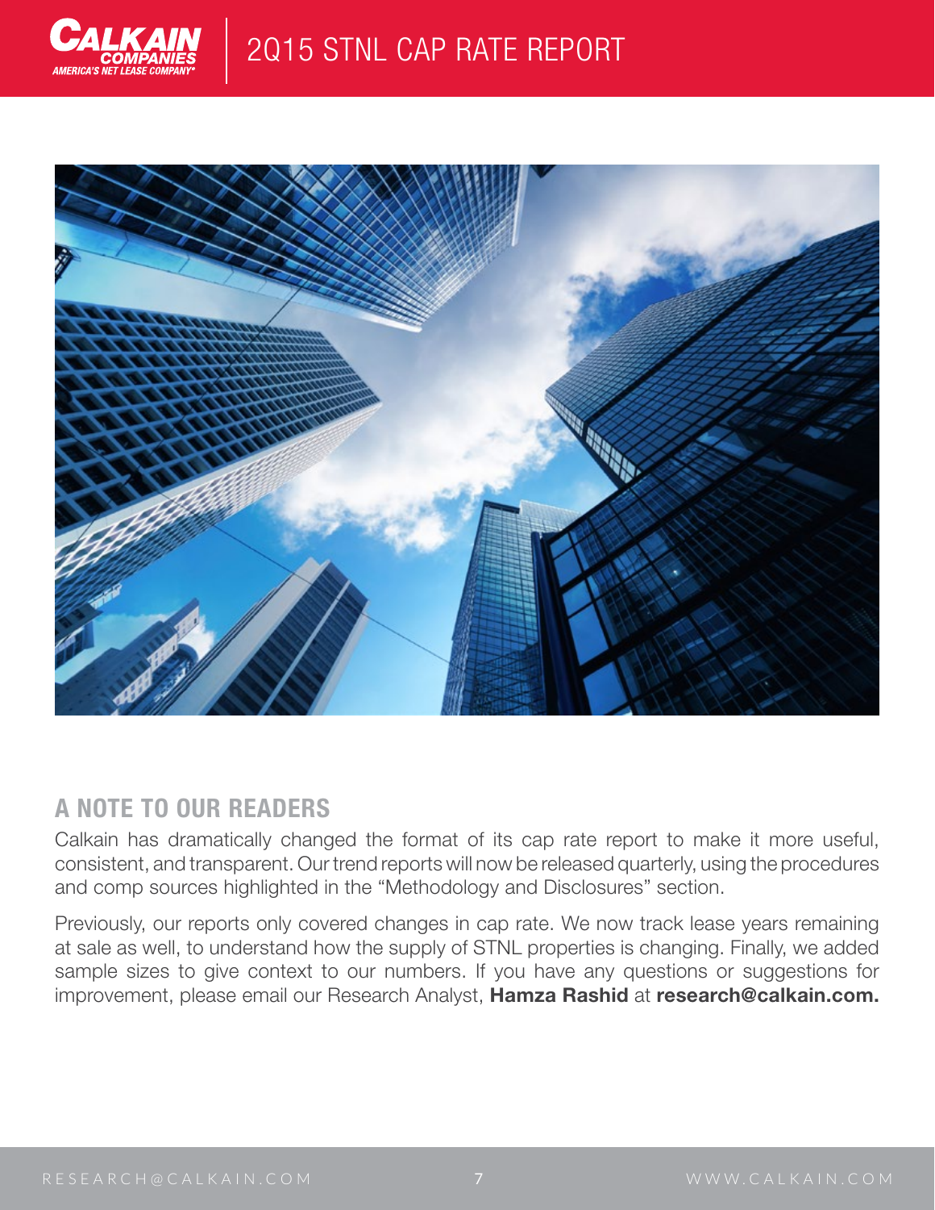## A NOTE TO OUR READERS

Calkain has dramatically changed the format of its cap rate report to make it more useful, consistent, and transparent. Our trend reports will now be released quarterly, using the procedures and comp sources highlighted in the "Methodology and Disclosures" section.

Previously, our reports only covered changes in cap rate. We now track lease years remaining at sale as well, to understand how the supply of STNL properties is changing. Finally, we added sample sizes to give context to our numbers. If you have any questions or suggestions for improvement, please email our Research Analyst, **Hamza Rashid** at **research@calkain.com.**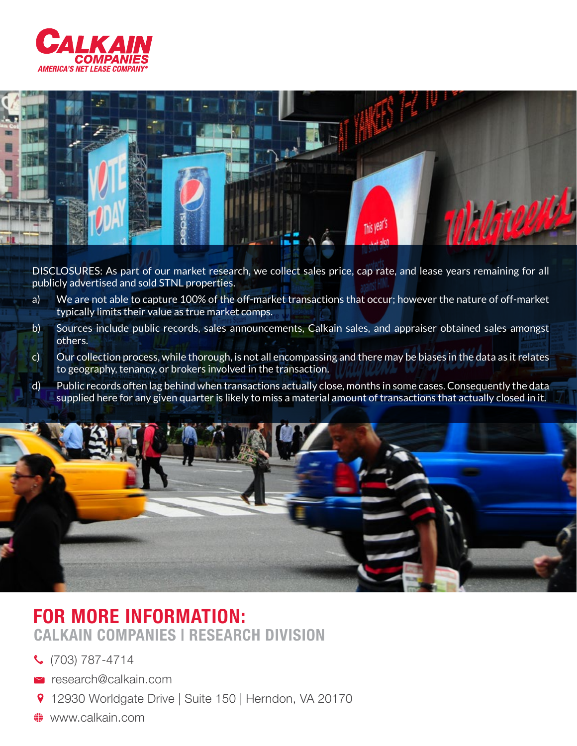# CALKAIN COMPANIES

*AMERICA'S NET LEASE COMPANY®*

DISCLOSURES: As part of our market research, we collect sales price, cap rate, and lease years remaining for all publicly advertised and sold STNL properties.

a) We are not able to capture 100% of the off-market transactions that occur; however the nature of off-market typically limits their value as true market comps.

b) Sources include public records, sales announcements, Calkain sales, and appraiser obtained sales amongst others.

c) Our collection process, while thorough, is not all encompassing and there may be biases in the data as it relates to geography, tenancy, or brokers involved in the transaction.

d) Public records often lag behind when transactions actually close, months in some cases. Consequently the data supplied here for any given quarter is likely to miss a material amount of transactions that actually closed in it.

## FOR MORE INFORMATION:

### CALKAIN COMPANIES I RESEARCH DIVISION

- (703) 787-4714
- research@calkain.com
- 12930 Worldgate Drive | Suite 150 | Herndon, VA 20170
- www.calkain.com